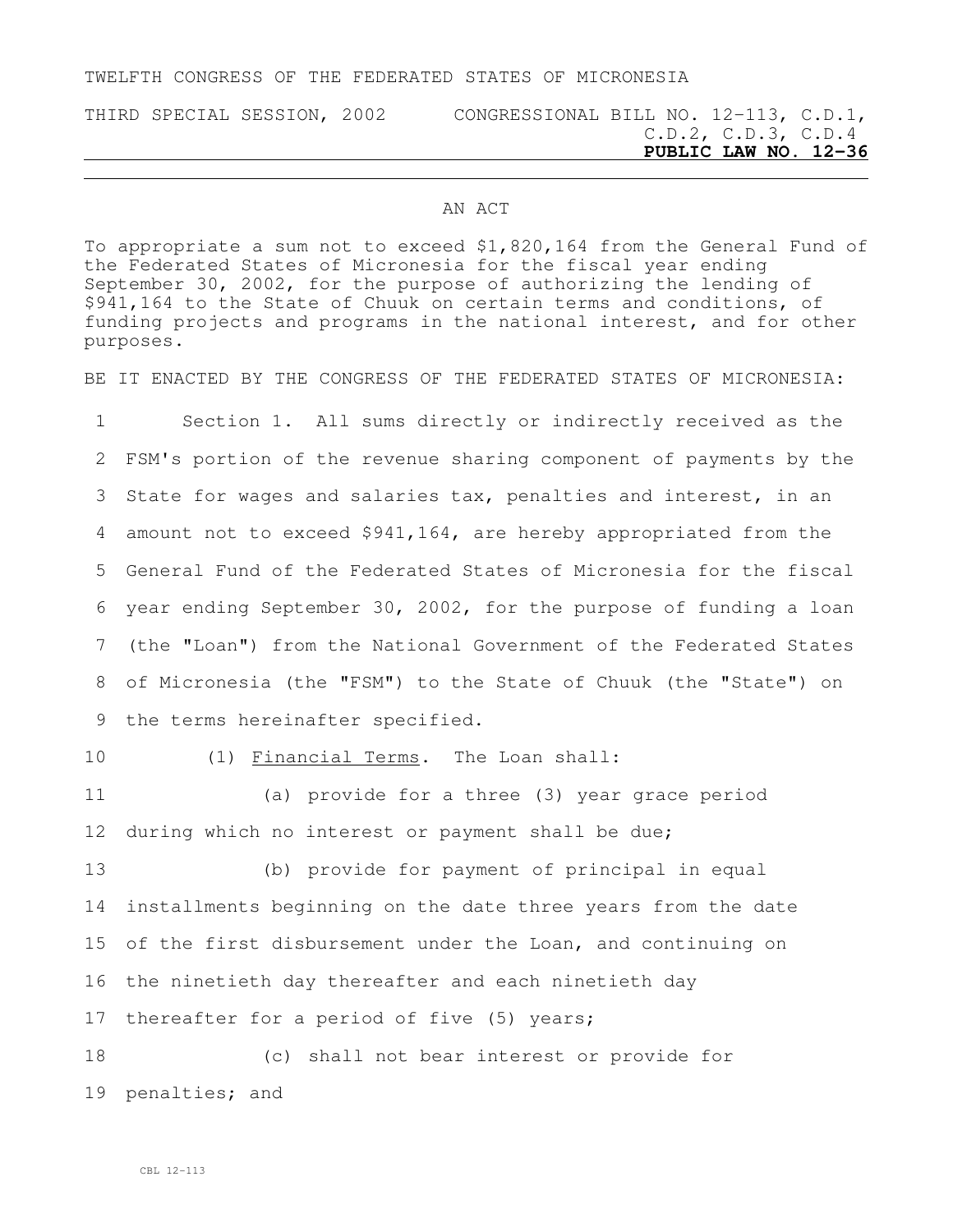TWELFTH CONGRESS OF THE FEDERATED STATES OF MICRONESIA

THIRD SPECIAL SESSION, 2002 CONGRESSIONAL BILL NO. 12-113, C.D.1, C.D.2, C.D.3, C.D.4

**PUBLIC LAW NO. 12-36**

AN ACT

To appropriate a sum not to exceed $1,820,164 from the General Fund of the Federated States of Micronesia for the fiscal year ending September 30, 2002, for the purpose of authorizing the lending of $941,164 to the State of Chuuk on certain terms and conditions, of funding projects and programs in the national interest, and for other purposes.

BE IT ENACTED BY THE CONGRESS OF THE FEDERATED STATES OF MICRONESIA:

Section 1. All sums directly or indirectly received as the FSM's portion of the revenue sharing component of payments by the State for wages and salaries tax, penalties and interest, in an amount not to exceed $941,164, are hereby appropriated from the General Fund of the Federated States of Micronesia for the fiscal year ending September 30, 2002, for the purpose of funding a loan (the "Loan") from the National Government of the Federated States of Micronesia (the "FSM") to the State of Chuuk (the "State") on the terms hereinafter specified.

(1) Financial Terms. The Loan shall:

(a) provide for a three (3) year grace period during which no interest or payment shall be due;

(b) provide for payment of principal in equal installments beginning on the date three years from the date of the first disbursement under the Loan, and continuing on the ninetieth day thereafter and each ninetieth day thereafter for a period of five (5) years;

(c) shall not bear interest or provide for penalties; and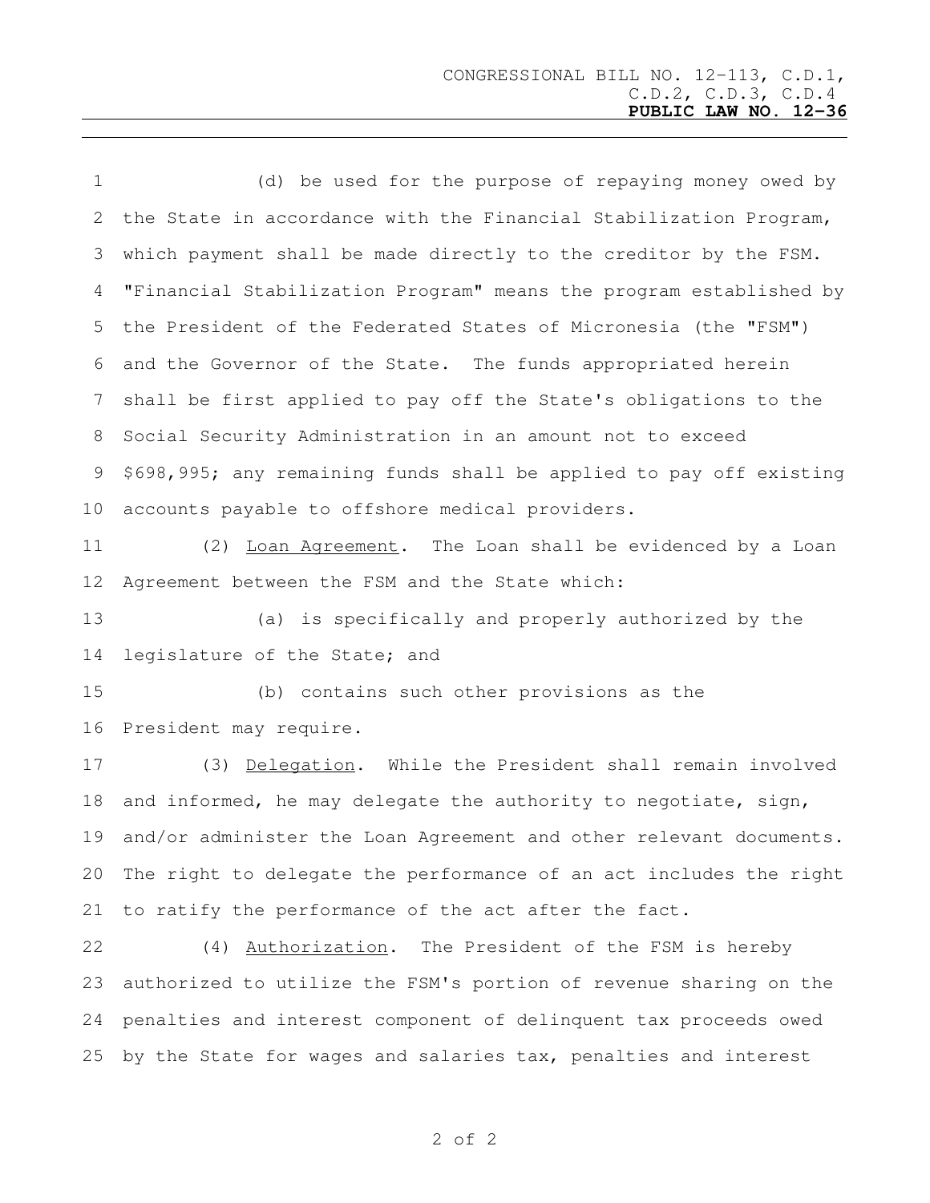(d) be used for the purpose of repaying money owed by the State in accordance with the Financial Stabilization Program, which payment shall be made directly to the creditor by the FSM. "Financial Stabilization Program" means the program established by the President of the Federated States of Micronesia (the "FSM") and the Governor of the State. The funds appropriated herein shall be first applied to pay off the State's obligations to the Social Security Administration in an amount not to exceed $698,995; any remaining funds shall be applied to pay off existing accounts payable to offshore medical providers.

(2) Loan Agreement. The Loan shall be evidenced by a Loan Agreement between the FSM and the State which:

(a) is specifically and properly authorized by the legislature of the State; and

(b) contains such other provisions as the President may require.

(3) Delegation. While the President shall remain involved and informed, he may delegate the authority to negotiate, sign, and/or administer the Loan Agreement and other relevant documents. The right to delegate the performance of an act includes the right to ratify the performance of the act after the fact.

(4) Authorization. The President of the FSM is hereby authorized to utilize the FSM's portion of revenue sharing on the penalties and interest component of delinquent tax proceeds owed by the State for wages and salaries tax, penalties and interest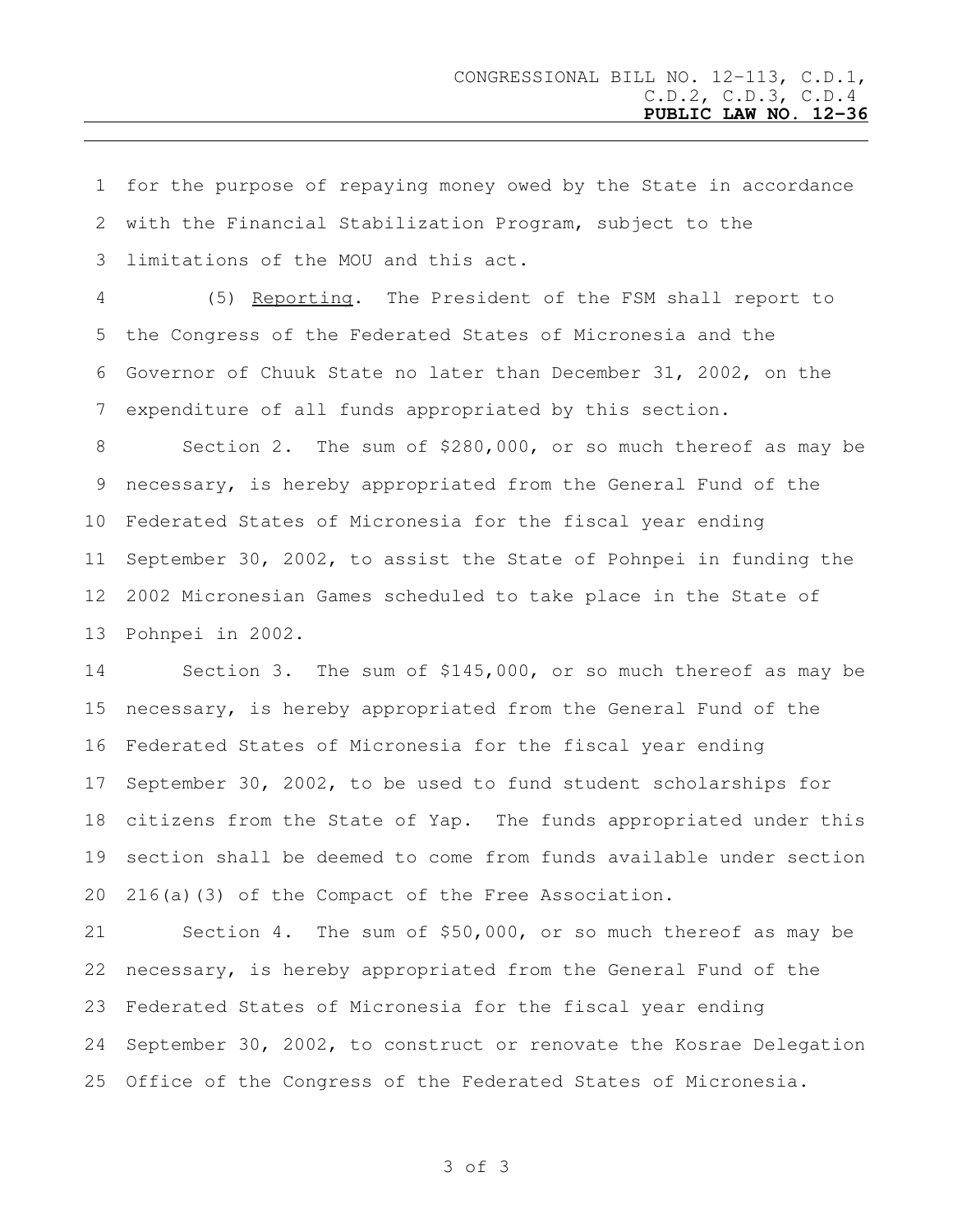for the purpose of repaying money owed by the State in accordance with the Financial Stabilization Program, subject to the limitations of the MOU and this act.

(5) Reporting. The President of the FSM shall report to the Congress of the Federated States of Micronesia and the Governor of Chuuk State no later than December 31, 2002, on the expenditure of all funds appropriated by this section.

Section 2. The sum of $280,000, or so much thereof as may be necessary, is hereby appropriated from the General Fund of the Federated States of Micronesia for the fiscal year ending September 30, 2002, to assist the State of Pohnpei in funding the 2002 Micronesian Games scheduled to take place in the State of Pohnpei in 2002.

Section 3. The sum of $145,000, or so much thereof as may be necessary, is hereby appropriated from the General Fund of the Federated States of Micronesia for the fiscal year ending September 30, 2002, to be used to fund student scholarships for citizens from the State of Yap. The funds appropriated under this section shall be deemed to come from funds available under section 216(a)(3) of the Compact of the Free Association.

Section 4. The sum of $50,000, or so much thereof as may be necessary, is hereby appropriated from the General Fund of the Federated States of Micronesia for the fiscal year ending September 30, 2002, to construct or renovate the Kosrae Delegation Office of the Congress of the Federated States of Micronesia.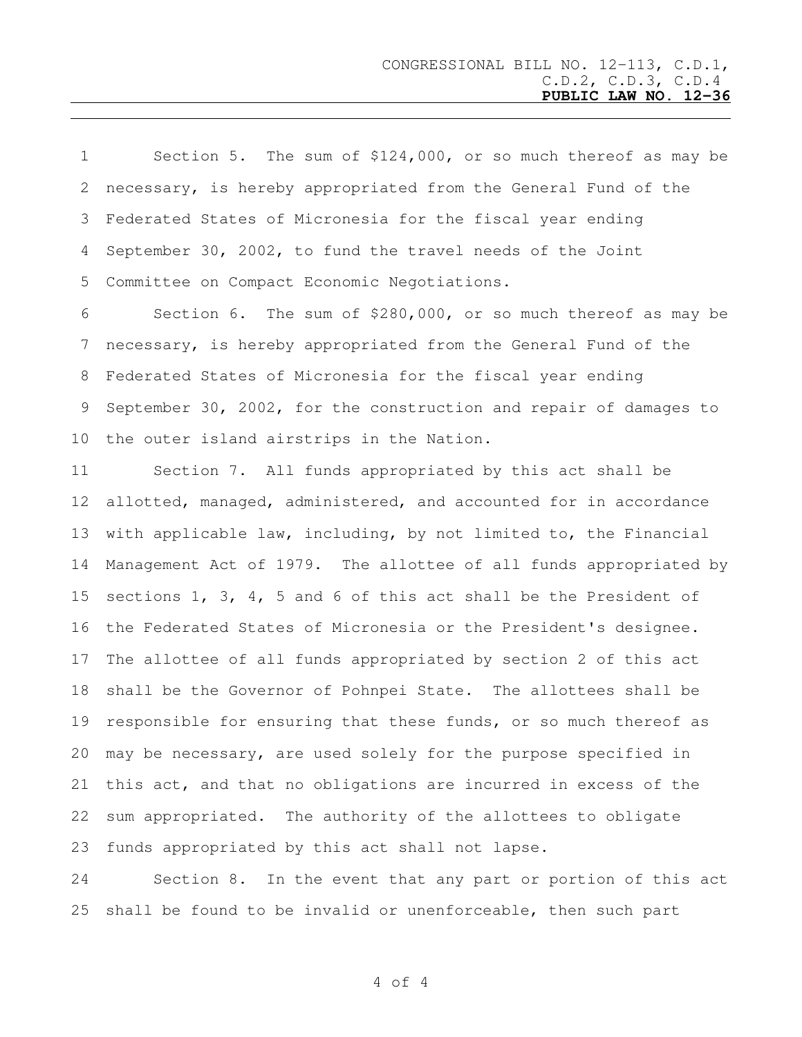Section 5. The sum of $124,000, or so much thereof as may be necessary, is hereby appropriated from the General Fund of the Federated States of Micronesia for the fiscal year ending September 30, 2002, to fund the travel needs of the Joint Committee on Compact Economic Negotiations.

Section 6. The sum of $280,000, or so much thereof as may be necessary, is hereby appropriated from the General Fund of the Federated States of Micronesia for the fiscal year ending September 30, 2002, for the construction and repair of damages to the outer island airstrips in the Nation.

Section 7. All funds appropriated by this act shall be allotted, managed, administered, and accounted for in accordance with applicable law, including, by not limited to, the Financial Management Act of 1979. The allottee of all funds appropriated by sections 1, 3, 4, 5 and 6 of this act shall be the President of the Federated States of Micronesia or the President's designee. The allottee of all funds appropriated by section 2 of this act shall be the Governor of Pohnpei State. The allottees shall be responsible for ensuring that these funds, or so much thereof as may be necessary, are used solely for the purpose specified in this act, and that no obligations are incurred in excess of the sum appropriated. The authority of the allottees to obligate funds appropriated by this act shall not lapse.

Section 8. In the event that any part or portion of this act shall be found to be invalid or unenforceable, then such part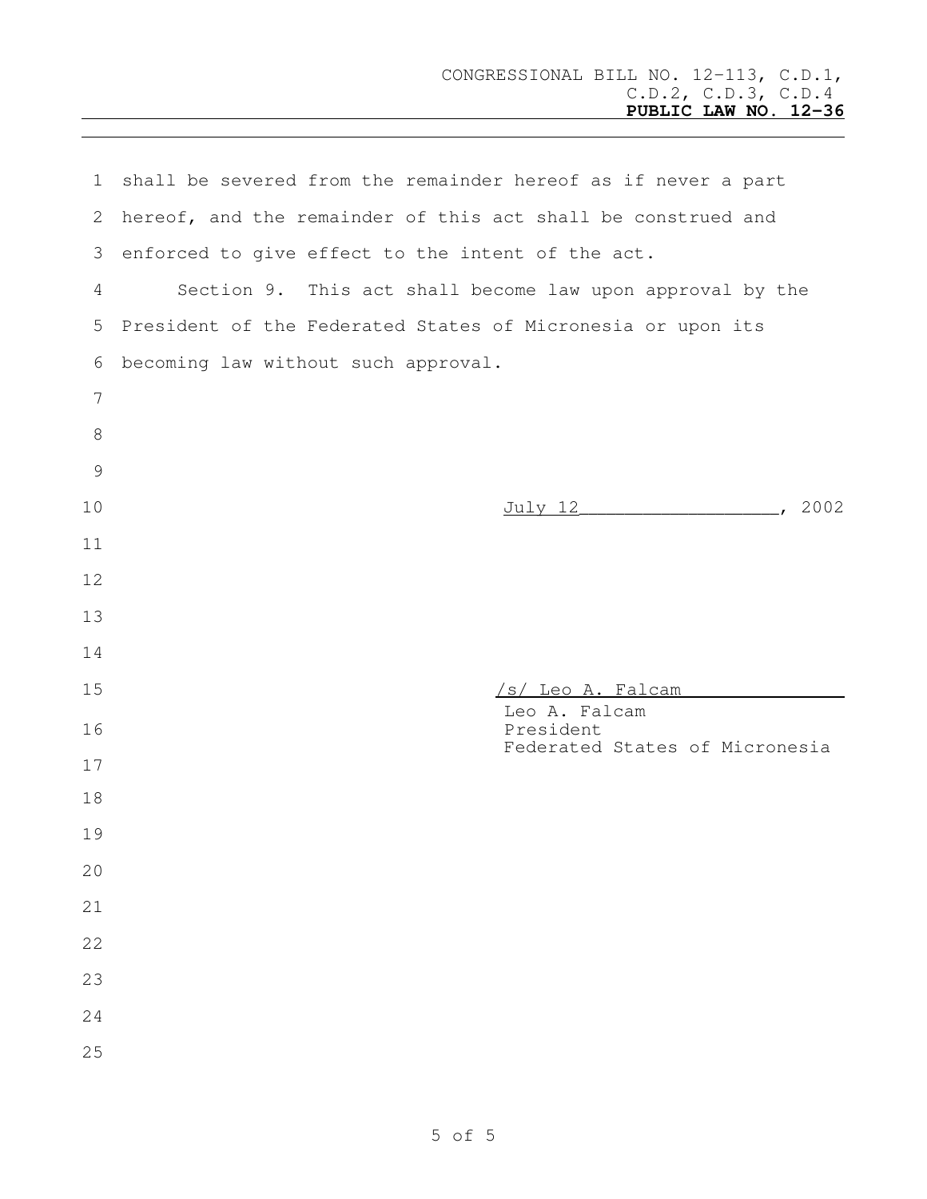shall be severed from the remainder hereof as if never a part hereof, and the remainder of this act shall be construed and enforced to give effect to the intent of the act.

Section 9. This act shall become law upon approval by the President of the Federated States of Micronesia or upon its becoming law without such approval.

July 12, 2002

/s/ Leo A. Falcam
Leo A. Falcam
President
Federated States of Micronesia